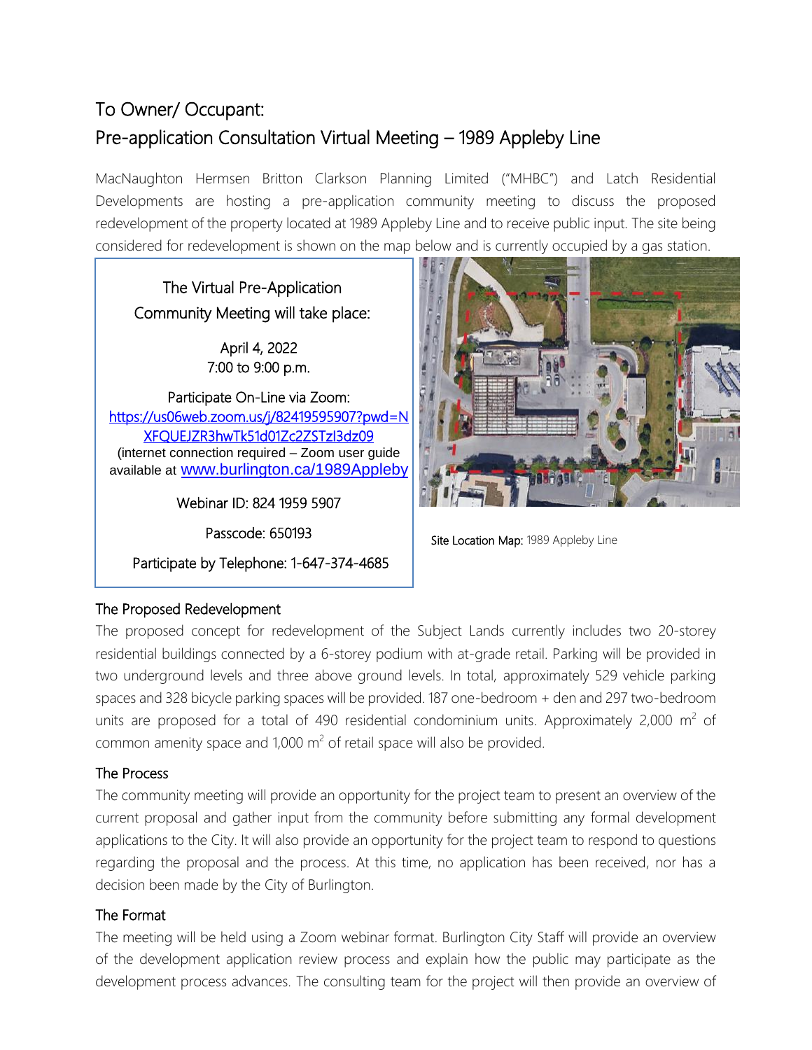# To Owner/ Occupant:
# Pre-application Consultation Virtual Meeting – 1989 Appleby Line

MacNaughton Hermsen Britton Clarkson Planning Limited ("MHBC") and Latch Residential Developments are hosting a pre-application community meeting to discuss the proposed redevelopment of the property located at 1989 Appleby Line and to receive public input. The site being considered for redevelopment is shown on the map below and is currently occupied by a gas station.

The Virtual Pre-Application Community Meeting will take place:

April 4, 2022
7:00 to 9:00 p.m.

Participate On-Line via Zoom:
https://us06web.zoom.us/j/82419595907?pwd=NXFQUEJZR3hwTk51d01Zc2ZSTzI3dz09
(internet connection required – Zoom user guide available at www.burlington.ca/1989Appleby

Webinar ID: 824 1959 5907

Passcode: 650193

Participate by Telephone: 1-647-374-4685

**Site Location Map:** 1989 Appleby Line

## The Proposed Redevelopment

The proposed concept for redevelopment of the Subject Lands currently includes two 20-storey residential buildings connected by a 6-storey podium with at-grade retail. Parking will be provided in two underground levels and three above ground levels. In total, approximately 529 vehicle parking spaces and 328 bicycle parking spaces will be provided. 187 one-bedroom + den and 297 two-bedroom units are proposed for a total of 490 residential condominium units. Approximately 2,000 $m^2$ of common amenity space and 1,000 $m^2$ of retail space will also be provided.

## The Process

The community meeting will provide an opportunity for the project team to present an overview of the current proposal and gather input from the community before submitting any formal development applications to the City. It will also provide an opportunity for the project team to respond to questions regarding the proposal and the process. At this time, no application has been received, nor has a decision been made by the City of Burlington.

## The Format

The meeting will be held using a Zoom webinar format. Burlington City Staff will provide an overview of the development application review process and explain how the public may participate as the development process advances. The consulting team for the project will then provide an overview of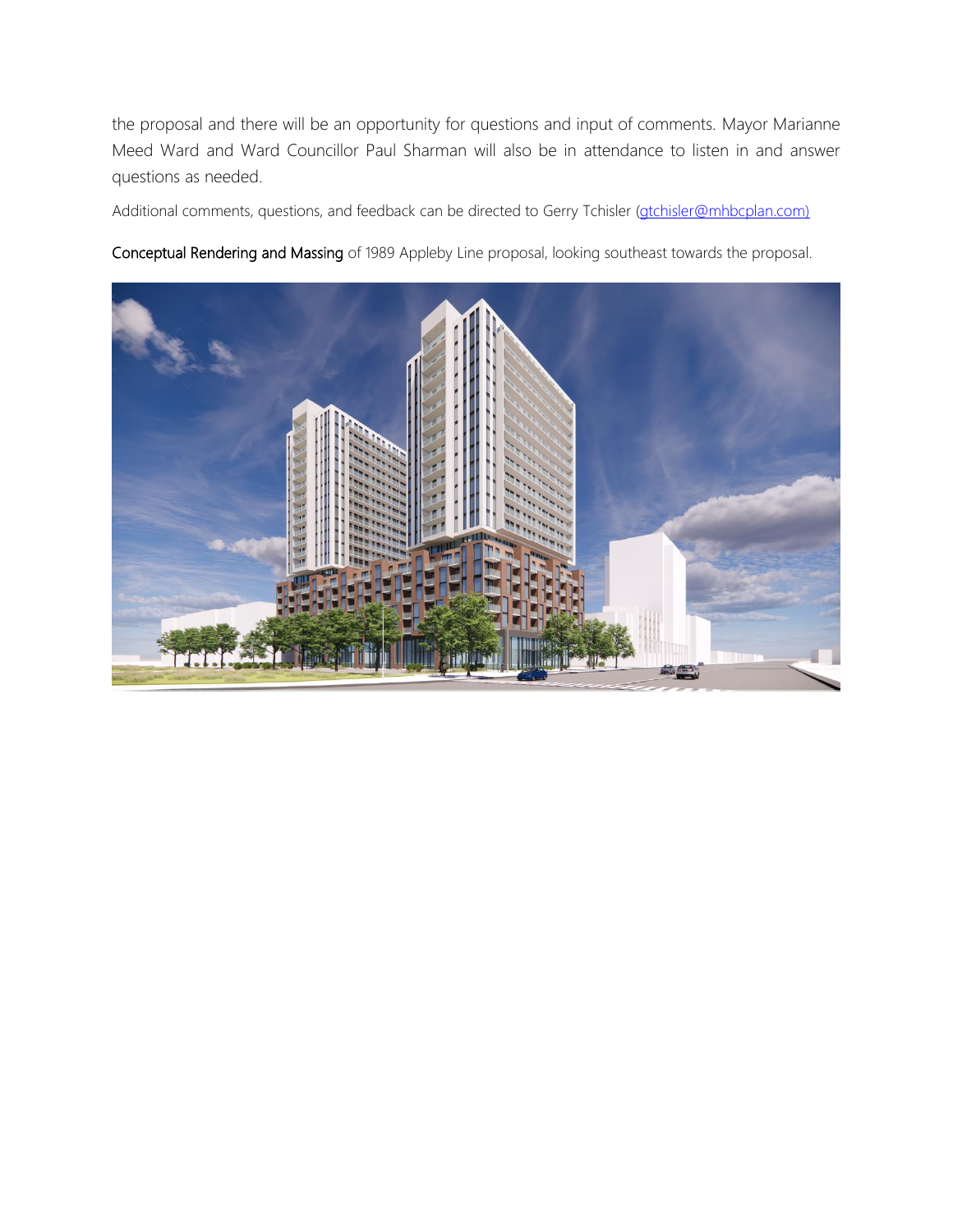the proposal and there will be an opportunity for questions and input of comments. Mayor Marianne Meed Ward and Ward Councillor Paul Sharman will also be in attendance to listen in and answer questions as needed.

Additional comments, questions, and feedback can be directed to Gerry Tchisler (gtchisler@mhbcplan.com)

Conceptual Rendering and Massing of 1989 Appleby Line proposal, looking southeast towards the proposal.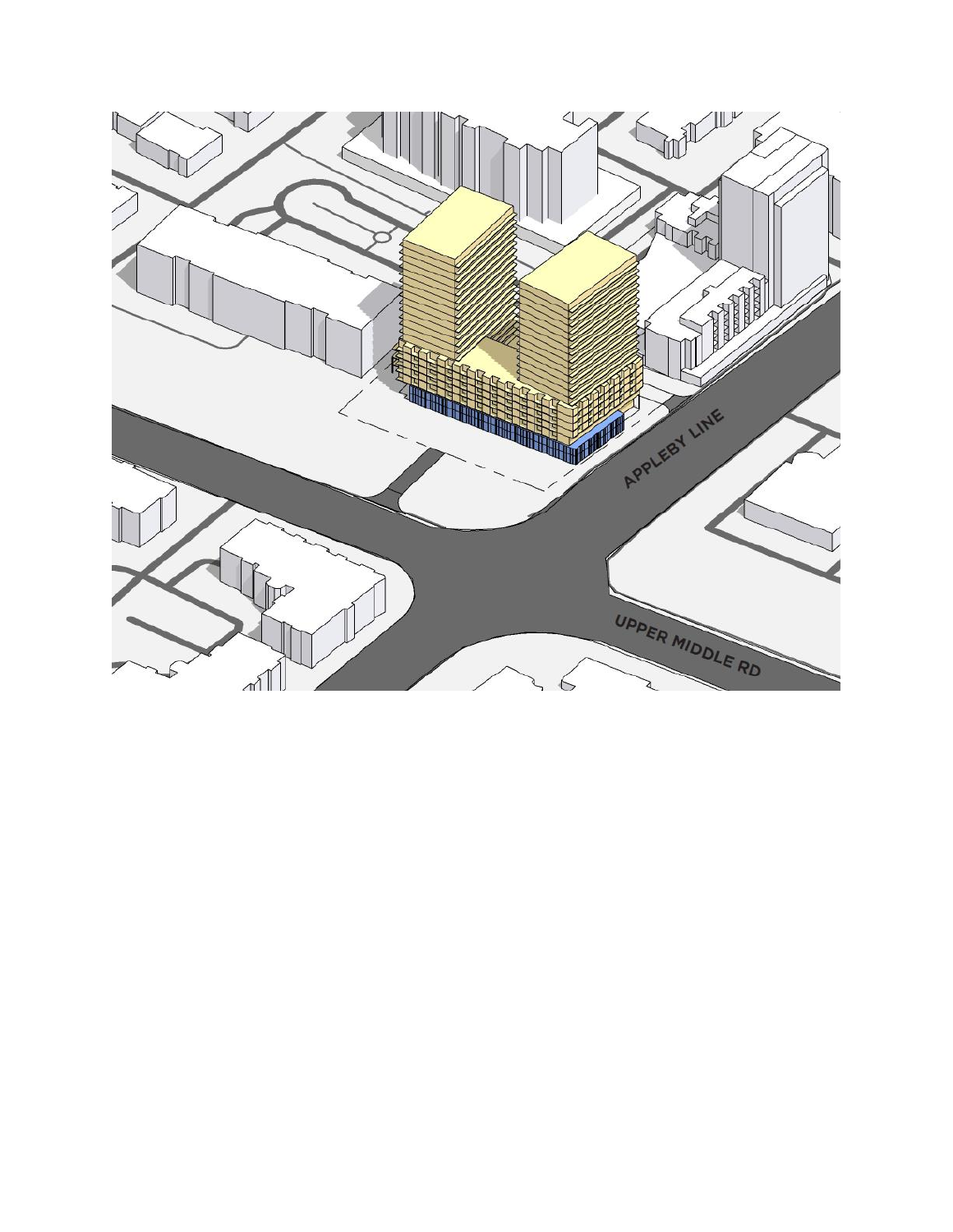APPLEBY LINE

UPPER MIDDLE RD